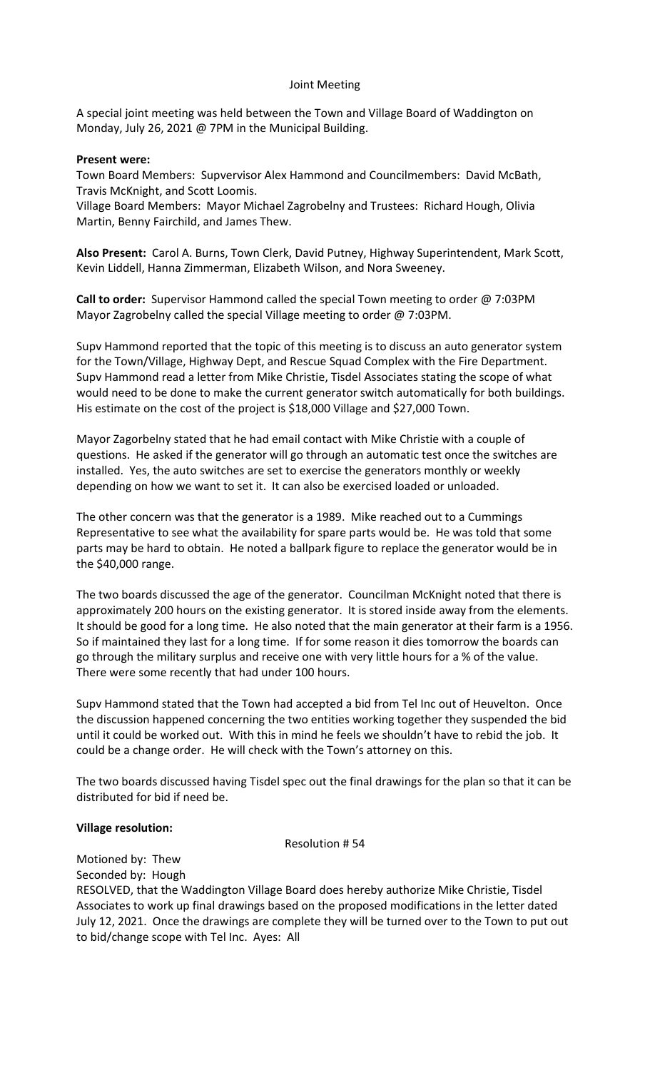# Joint Meeting

A special joint meeting was held between the Town and Village Board of Waddington on Monday, July 26, 2021 @ 7PM in the Municipal Building.

**Present were:**
Town Board Members: Supvervisor Alex Hammond and Councilmembers: David McBath, Travis McKnight, and Scott Loomis.
Village Board Members: Mayor Michael Zagrobelny and Trustees: Richard Hough, Olivia Martin, Benny Fairchild, and James Thew.

**Also Present:** Carol A. Burns, Town Clerk, David Putney, Highway Superintendent, Mark Scott, Kevin Liddell, Hanna Zimmerman, Elizabeth Wilson, and Nora Sweeney.

**Call to order:** Supervisor Hammond called the special Town meeting to order @ 7:03PM
Mayor Zagrobelny called the special Village meeting to order @ 7:03PM.

Supv Hammond reported that the topic of this meeting is to discuss an auto generator system for the Town/Village, Highway Dept, and Rescue Squad Complex with the Fire Department. Supv Hammond read a letter from Mike Christie, Tisdel Associates stating the scope of what would need to be done to make the current generator switch automatically for both buildings. His estimate on the cost of the project is $18,000 Village and $27,000 Town.

Mayor Zagorbelny stated that he had email contact with Mike Christie with a couple of questions. He asked if the generator will go through an automatic test once the switches are installed. Yes, the auto switches are set to exercise the generators monthly or weekly depending on how we want to set it. It can also be exercised loaded or unloaded.

The other concern was that the generator is a 1989. Mike reached out to a Cummings Representative to see what the availability for spare parts would be. He was told that some parts may be hard to obtain. He noted a ballpark figure to replace the generator would be in the $40,000 range.

The two boards discussed the age of the generator. Councilman McKnight noted that there is approximately 200 hours on the existing generator. It is stored inside away from the elements. It should be good for a long time. He also noted that the main generator at their farm is a 1956. So if maintained they last for a long time. If for some reason it dies tomorrow the boards can go through the military surplus and receive one with very little hours for a % of the value. There were some recently that had under 100 hours.

Supv Hammond stated that the Town had accepted a bid from Tel Inc out of Heuvelton. Once the discussion happened concerning the two entities working together they suspended the bid until it could be worked out. With this in mind he feels we shouldn't have to rebid the job. It could be a change order. He will check with the Town's attorney on this.

The two boards discussed having Tisdel spec out the final drawings for the plan so that it can be distributed for bid if need be.

**Village resolution:**

Resolution # 54

Motioned by: Thew
Seconded by: Hough
RESOLVED, that the Waddington Village Board does hereby authorize Mike Christie, Tisdel Associates to work up final drawings based on the proposed modifications in the letter dated July 12, 2021. Once the drawings are complete they will be turned over to the Town to put out to bid/change scope with Tel Inc. Ayes: All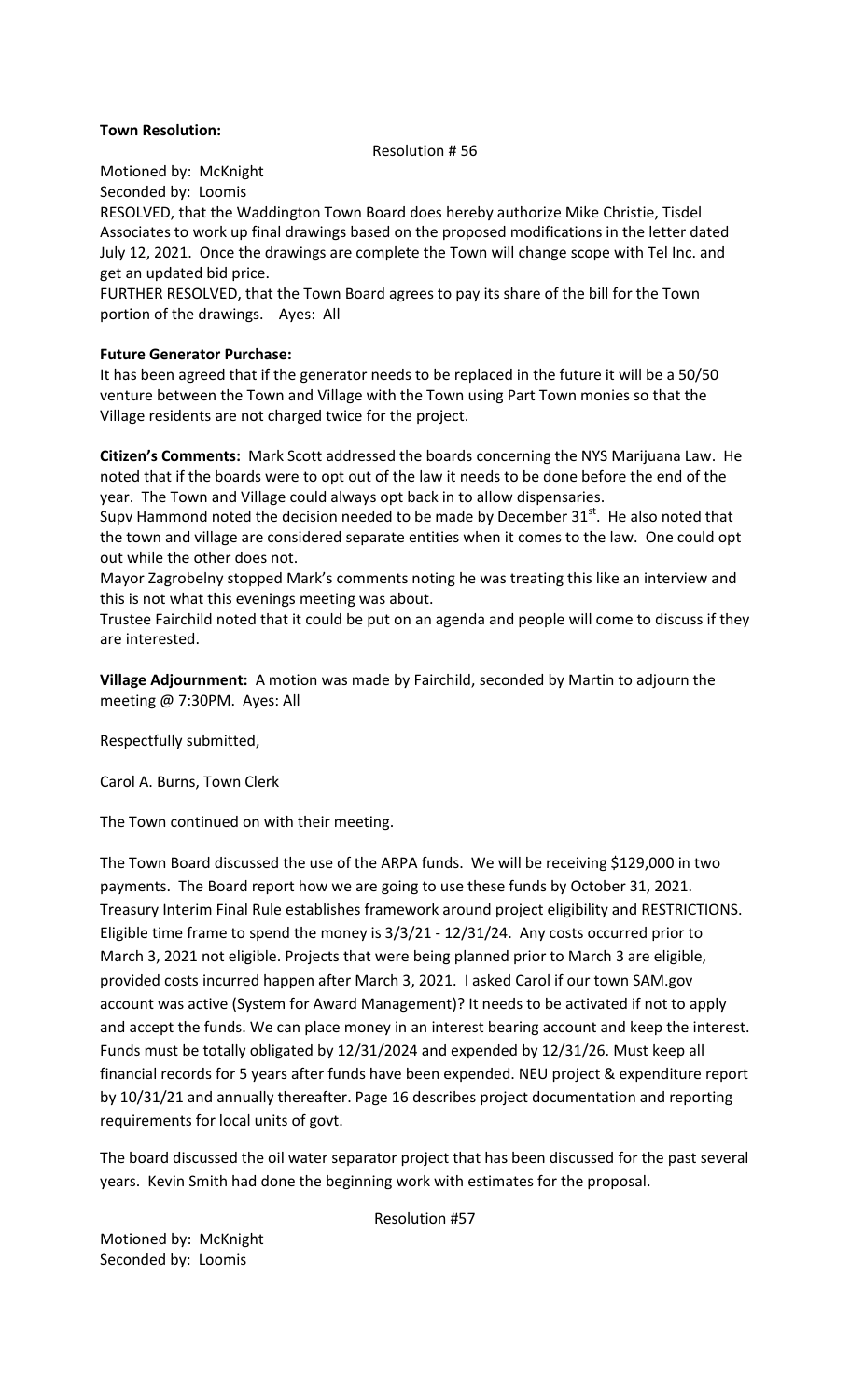**Town Resolution:**

Resolution # 56

Motioned by: McKnight
Seconded by: Loomis

RESOLVED, that the Waddington Town Board does hereby authorize Mike Christie, Tisdel Associates to work up final drawings based on the proposed modifications in the letter dated July 12, 2021. Once the drawings are complete the Town will change scope with Tel Inc. and get an updated bid price.

FURTHER RESOLVED, that the Town Board agrees to pay its share of the bill for the Town portion of the drawings. Ayes: All

**Future Generator Purchase:**

It has been agreed that if the generator needs to be replaced in the future it will be a 50/50 venture between the Town and Village with the Town using Part Town monies so that the Village residents are not charged twice for the project.

**Citizen's Comments:** Mark Scott addressed the boards concerning the NYS Marijuana Law. He noted that if the boards were to opt out of the law it needs to be done before the end of the year. The Town and Village could always opt back in to allow dispensaries.

Supv Hammond noted the decision needed to be made by December 31st. He also noted that the town and village are considered separate entities when it comes to the law. One could opt out while the other does not.

Mayor Zagrobelny stopped Mark's comments noting he was treating this like an interview and this is not what this evenings meeting was about.

Trustee Fairchild noted that it could be put on an agenda and people will come to discuss if they are interested.

**Village Adjournment:** A motion was made by Fairchild, seconded by Martin to adjourn the meeting @ 7:30PM. Ayes: All

Respectfully submitted,

Carol A. Burns, Town Clerk

The Town continued on with their meeting.

The Town Board discussed the use of the ARPA funds. We will be receiving $129,000 in two payments. The Board report how we are going to use these funds by October 31, 2021. Treasury Interim Final Rule establishes framework around project eligibility and RESTRICTIONS. Eligible time frame to spend the money is 3/3/21 - 12/31/24. Any costs occurred prior to March 3, 2021 not eligible. Projects that were being planned prior to March 3 are eligible, provided costs incurred happen after March 3, 2021. I asked Carol if our town SAM.gov account was active (System for Award Management)? It needs to be activated if not to apply and accept the funds. We can place money in an interest bearing account and keep the interest. Funds must be totally obligated by 12/31/2024 and expended by 12/31/26. Must keep all financial records for 5 years after funds have been expended. NEU project & expenditure report by 10/31/21 and annually thereafter. Page 16 describes project documentation and reporting requirements for local units of govt.

The board discussed the oil water separator project that has been discussed for the past several years. Kevin Smith had done the beginning work with estimates for the proposal.

Resolution #57

Motioned by: McKnight
Seconded by: Loomis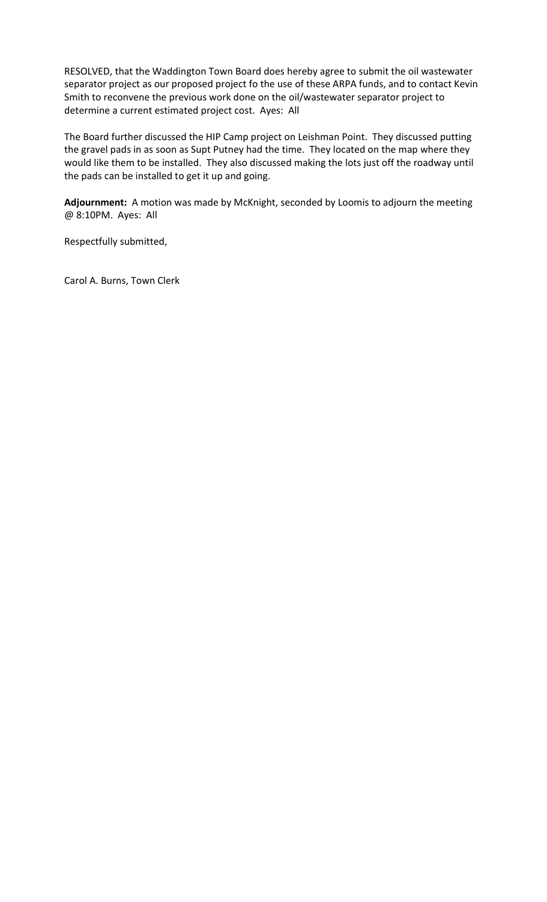RESOLVED, that the Waddington Town Board does hereby agree to submit the oil wastewater separator project as our proposed project fo the use of these ARPA funds, and to contact Kevin Smith to reconvene the previous work done on the oil/wastewater separator project to determine a current estimated project cost. Ayes: All

The Board further discussed the HIP Camp project on Leishman Point. They discussed putting the gravel pads in as soon as Supt Putney had the time. They located on the map where they would like them to be installed. They also discussed making the lots just off the roadway until the pads can be installed to get it up and going.

**Adjournment:** A motion was made by McKnight, seconded by Loomis to adjourn the meeting @ 8:10PM. Ayes: All

Respectfully submitted,

Carol A. Burns, Town Clerk